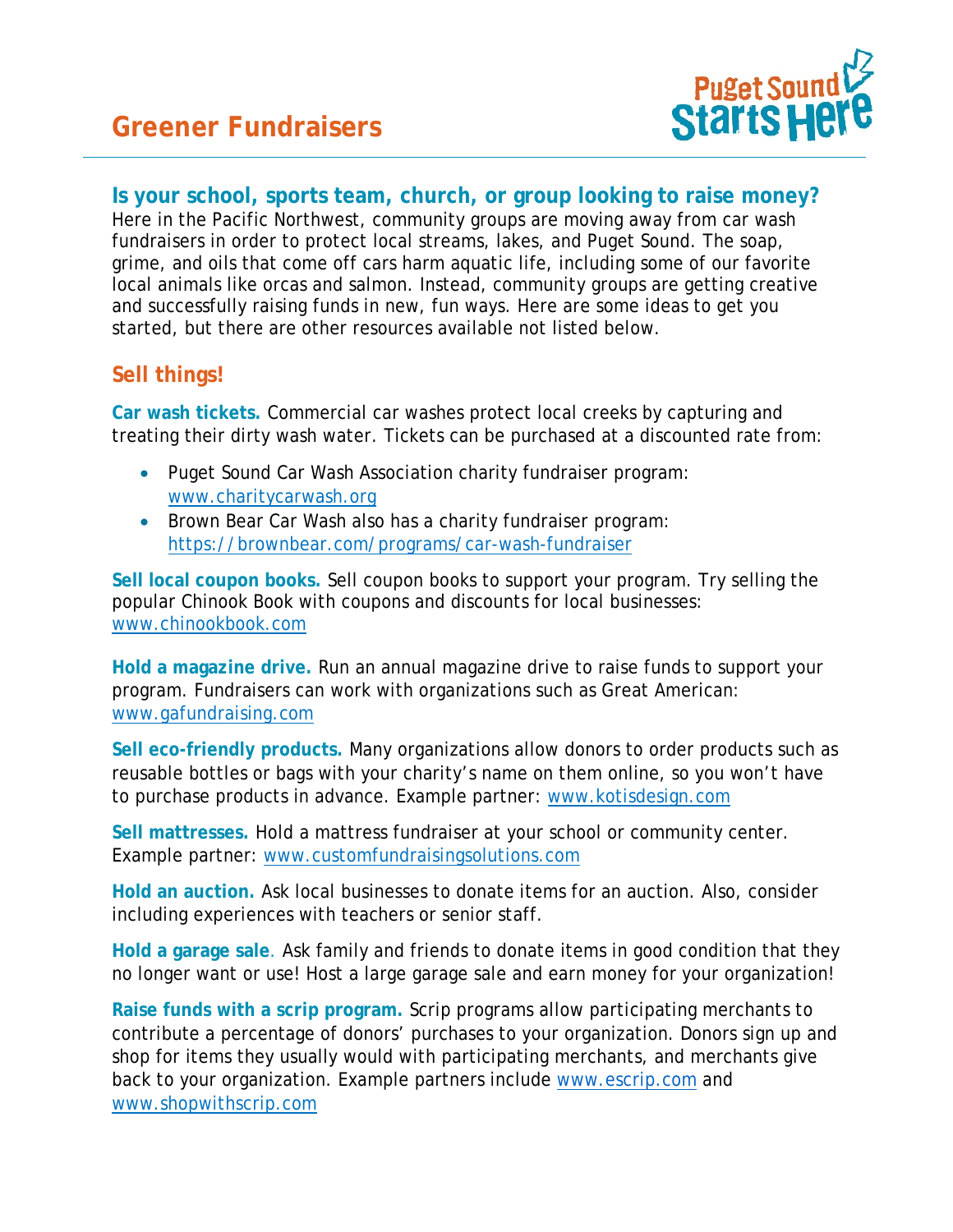# Greener Fundraisers

Puget Sound Starts Here

## Is your school, sports team, church, or group looking to raise money?

Here in the Pacific Northwest, community groups are moving away from car wash fundraisers in order to protect local streams, lakes, and Puget Sound. The soap, grime, and oils that come off cars harm aquatic life, including some of our favorite local animals like orcas and salmon. Instead, community groups are getting creative and successfully raising funds in new, fun ways. Here are some ideas to get you started, but there are other resources available not listed below.

## Sell things!

**Car wash tickets.** Commercial car washes protect local creeks by capturing and treating their dirty wash water. Tickets can be purchased at a discounted rate from:

- Puget Sound Car Wash Association charity fundraiser program: www.charitycarwash.org
- Brown Bear Car Wash also has a charity fundraiser program: https://brownbear.com/programs/car-wash-fundraiser

**Sell local coupon books.** Sell coupon books to support your program. Try selling the popular Chinook Book with coupons and discounts for local businesses: www.chinookbook.com

**Hold a magazine drive.** Run an annual magazine drive to raise funds to support your program. Fundraisers can work with organizations such as Great American: www.gafundraising.com

**Sell eco-friendly products.** Many organizations allow donors to order products such as reusable bottles or bags with your charity's name on them online, so you won't have to purchase products in advance. Example partner: www.kotisdesign.com

**Sell mattresses.** Hold a mattress fundraiser at your school or community center. Example partner: www.customfundraisingsolutions.com

**Hold an auction.** Ask local businesses to donate items for an auction. Also, consider including experiences with teachers or senior staff.

**Hold a garage sale**. Ask family and friends to donate items in good condition that they no longer want or use! Host a large garage sale and earn money for your organization!

**Raise funds with a scrip program.** Scrip programs allow participating merchants to contribute a percentage of donors' purchases to your organization. Donors sign up and shop for items they usually would with participating merchants, and merchants give back to your organization. Example partners include www.escrip.com and www.shopwithscrip.com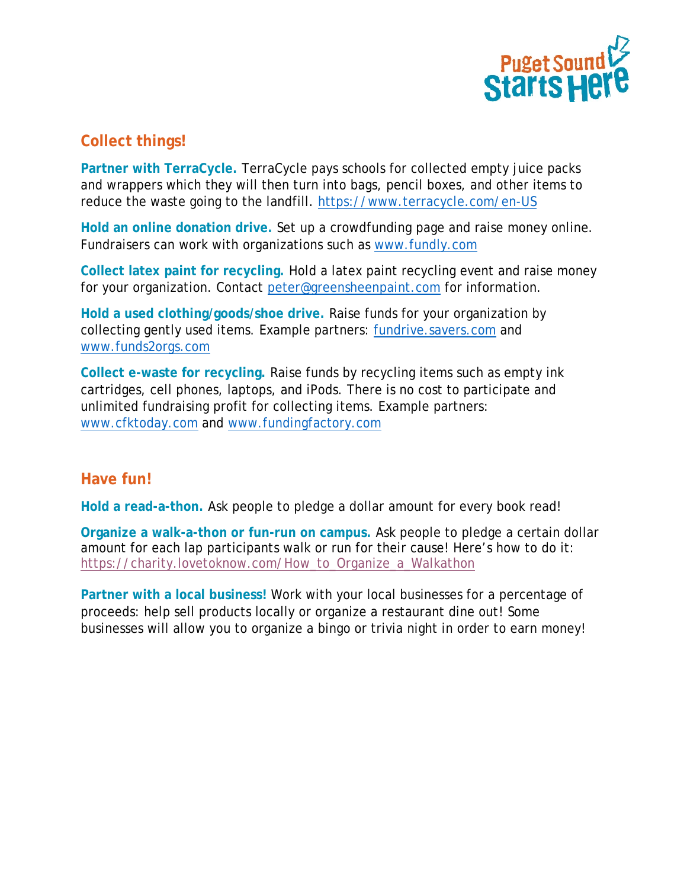## Collect things!

**Partner with TerraCycle.** TerraCycle pays schools for collected empty juice packs and wrappers which they will then turn into bags, pencil boxes, and other items to reduce the waste going to the landfill. https://www.terracycle.com/en-US

**Hold an online donation drive.** Set up a crowdfunding page and raise money online. Fundraisers can work with organizations such as www.fundly.com

**Collect latex paint for recycling.** Hold a latex paint recycling event and raise money for your organization. Contact peter@greensheenpaint.com for information.

**Hold a used clothing/goods/shoe drive.** Raise funds for your organization by collecting gently used items. Example partners: fundrive.savers.com and www.funds2orgs.com

**Collect e-waste for recycling.** Raise funds by recycling items such as empty ink cartridges, cell phones, laptops, and iPods. There is no cost to participate and unlimited fundraising profit for collecting items. Example partners: www.cfktoday.com and www.fundingfactory.com

## Have fun!

**Hold a read-a-thon.** Ask people to pledge a dollar amount for every book read!

**Organize a walk-a-thon or fun-run on campus.** Ask people to pledge a certain dollar amount for each lap participants walk or run for their cause! Here's how to do it: https://charity.lovetoknow.com/How_to_Organize_a_Walkathon

**Partner with a local business!** Work with your local businesses for a percentage of proceeds: help sell products locally or organize a restaurant dine out! Some businesses will allow you to organize a bingo or trivia night in order to earn money!